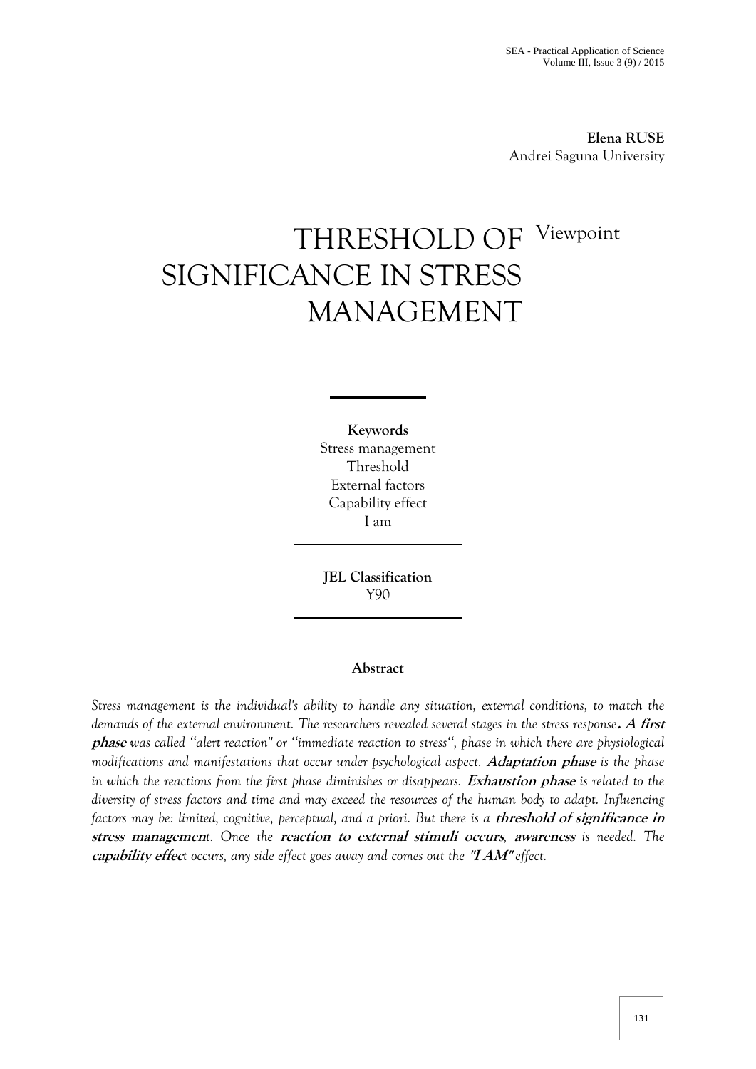**Elena RUSE**
Andrei Saguna University

# THRESHOLD OF SIGNIFICANCE IN STRESS MANAGEMENT

Viewpoint

**Keywords**
Stress management
Threshold
External factors
Capability effect
I am

**JEL Classification**
Y90

## Abstract

*Stress management is the individual's ability to handle any situation, external conditions, to match the demands of the external environment. The researchers revealed several stages in the stress response.* ***A first phase*** *was called "alert reaction" or "immediate reaction to stress", phase in which there are physiological modifications and manifestations that occur under psychological aspect.* ***Adaptation phase*** *is the phase in which the reactions from the first phase diminishes or disappears.* ***Exhaustion phase*** *is related to the diversity of stress factors and time and may exceed the resources of the human body to adapt. Influencing factors may be: limited, cognitive, perceptual, and a priori. But there is a* ***threshold of significance in stress managemen****t. Once the* ***reaction to external stimuli occurs****,* ***awareness*** *is needed. The* ***capability effec****t occurs, any side effect goes away and comes out the* ***"I AM"*** *effect.*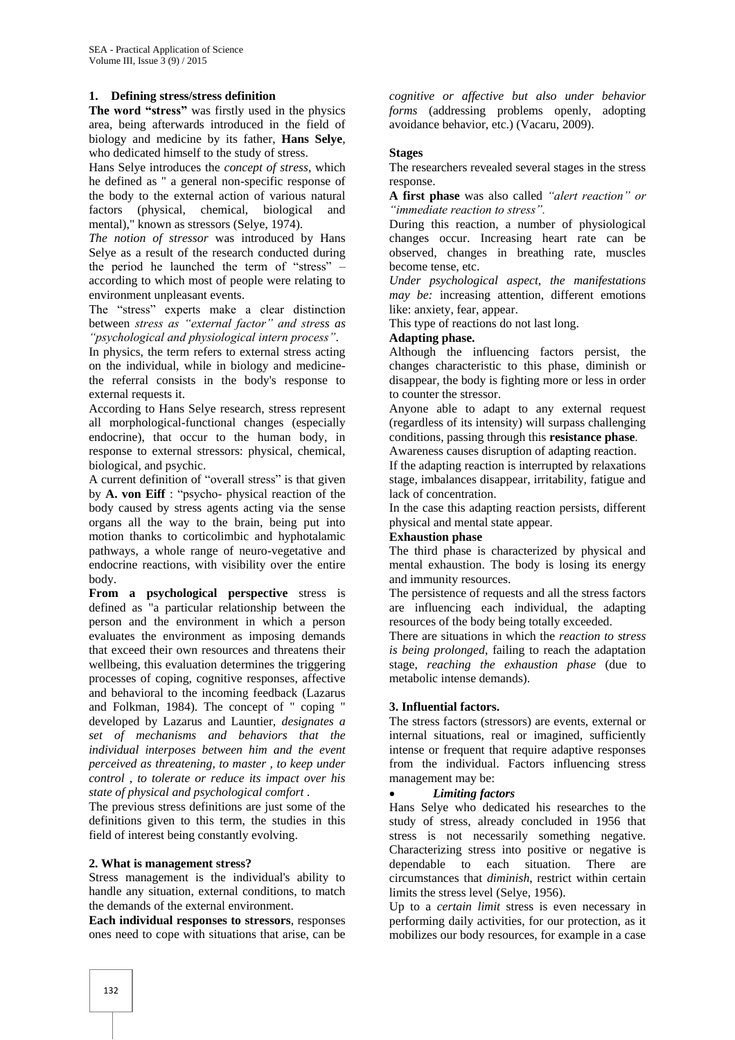## 1. Defining stress/stress definition

**The word "stress"** was firstly used in the physics area, being afterwards introduced in the field of biology and medicine by its father, **Hans Selye**, who dedicated himself to the study of stress.

Hans Selye introduces the *concept of stress*, which he defined as " a general non-specific response of the body to the external action of various natural factors (physical, chemical, biological and mental)," known as stressors (Selye, 1974).

*The notion of stressor* was introduced by Hans Selye as a result of the research conducted during the period he launched the term of "stress" – according to which most of people were relating to environment unpleasant events.

The "stress" experts make a clear distinction between *stress as "external factor" and stress as "psychological and physiological intern process"*.

In physics, the term refers to external stress acting on the individual, while in biology and medicine- the referral consists in the body's response to external requests it.

According to Hans Selye research, stress represent all morphological-functional changes (especially endocrine), that occur to the human body, in response to external stressors: physical, chemical, biological, and psychic.

A current definition of "overall stress" is that given by **A. von Eiff** : "psycho- physical reaction of the body caused by stress agents acting via the sense organs all the way to the brain, being put into motion thanks to corticolimbic and hyphotalamic pathways, a whole range of neuro-vegetative and endocrine reactions, with visibility over the entire body.

**From a psychological perspective** stress is defined as "a particular relationship between the person and the environment in which a person evaluates the environment as imposing demands that exceed their own resources and threatens their wellbeing, this evaluation determines the triggering processes of coping, cognitive responses, affective and behavioral to the incoming feedback (Lazarus and Folkman, 1984). The concept of " coping " developed by Lazarus and Launtier, *designates a set of mechanisms and behaviors that the individual interposes between him and the event perceived as threatening, to master , to keep under control , to tolerate or reduce its impact over his state of physical and psychological comfort* .

The previous stress definitions are just some of the definitions given to this term, the studies in this field of interest being constantly evolving.

## 2. What is management stress?

Stress management is the individual's ability to handle any situation, external conditions, to match the demands of the external environment.

**Each individual responses to stressors**, responses ones need to cope with situations that arise, can be *cognitive or affective but also under behavior forms* (addressing problems openly, adopting avoidance behavior, etc.) (Vacaru, 2009).

### Stages

The researchers revealed several stages in the stress response.

**A first phase** was also called *"alert reaction" or "immediate reaction to stress"*.

During this reaction, a number of physiological changes occur. Increasing heart rate can be observed, changes in breathing rate, muscles become tense, etc.

*Under psychological aspect, the manifestations may be:* increasing attention, different emotions like: anxiety, fear, appear.

This type of reactions do not last long.

**Adapting phase.**

Although the influencing factors persist, the changes characteristic to this phase, diminish or disappear, the body is fighting more or less in order to counter the stressor.

Anyone able to adapt to any external request (regardless of its intensity) will surpass challenging conditions, passing through this **resistance phase**.

Awareness causes disruption of adapting reaction.

If the adapting reaction is interrupted by relaxations stage, imbalances disappear, irritability, fatigue and lack of concentration.

In the case this adapting reaction persists, different physical and mental state appear.

**Exhaustion phase**

The third phase is characterized by physical and mental exhaustion. The body is losing its energy and immunity resources.

The persistence of requests and all the stress factors are influencing each individual, the adapting resources of the body being totally exceeded.

There are situations in which the *reaction to stress is being prolonged*, failing to reach the adaptation stage, *reaching the exhaustion phase* (due to metabolic intense demands).

## 3. Influential factors.

The stress factors (stressors) are events, external or internal situations, real or imagined, sufficiently intense or frequent that require adaptive responses from the individual. Factors influencing stress management may be:

- ***Limiting factors***

Hans Selye who dedicated his researches to the study of stress, already concluded in 1956 that stress is not necessarily something negative. Characterizing stress into positive or negative is dependable to each situation. There are circumstances that *diminish*, restrict within certain limits the stress level (Selye, 1956).

Up to a *certain limit* stress is even necessary in performing daily activities, for our protection, as it mobilizes our body resources, for example in a case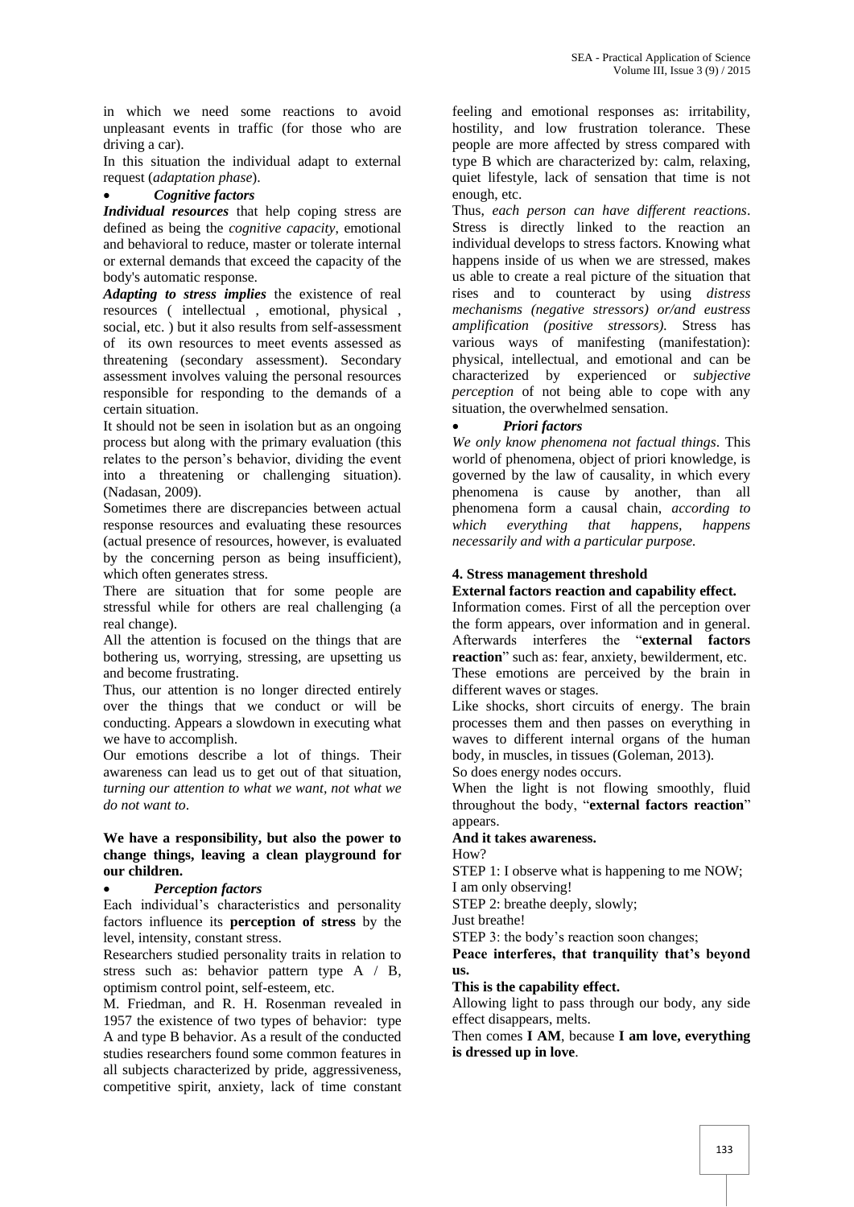in which we need some reactions to avoid unpleasant events in traffic (for those who are driving a car).

In this situation the individual adapt to external request (*adaptation phase*).

- ***Cognitive factors***

***Individual resources*** that help coping stress are defined as being the *cognitive capacity*, emotional and behavioral to reduce, master or tolerate internal or external demands that exceed the capacity of the body's automatic response.

***Adapting to stress implies*** the existence of real resources ( intellectual , emotional, physical , social, etc. ) but it also results from self-assessment of its own resources to meet events assessed as threatening (secondary assessment). Secondary assessment involves valuing the personal resources responsible for responding to the demands of a certain situation.

It should not be seen in isolation but as an ongoing process but along with the primary evaluation (this relates to the person's behavior, dividing the event into a threatening or challenging situation). (Nadasan, 2009).

Sometimes there are discrepancies between actual response resources and evaluating these resources (actual presence of resources, however, is evaluated by the concerning person as being insufficient), which often generates stress.

There are situation that for some people are stressful while for others are real challenging (a real change).

All the attention is focused on the things that are bothering us, worrying, stressing, are upsetting us and become frustrating.

Thus, our attention is no longer directed entirely over the things that we conduct or will be conducting. Appears a slowdown in executing what we have to accomplish.

Our emotions describe a lot of things. Their awareness can lead us to get out of that situation, *turning our attention to what we want, not what we do not want to*.

**We have a responsibility, but also the power to change things, leaving a clean playground for our children.**

- ***Perception factors***

Each individual's characteristics and personality factors influence its **perception of stress** by the level, intensity, constant stress.

Researchers studied personality traits in relation to stress such as: behavior pattern type A / B, optimism control point, self-esteem, etc.

M. Friedman, and R. H. Rosenman revealed in 1957 the existence of two types of behavior: type A and type B behavior. As a result of the conducted studies researchers found some common features in all subjects characterized by pride, aggressiveness, competitive spirit, anxiety, lack of time constant feeling and emotional responses as: irritability, hostility, and low frustration tolerance. These people are more affected by stress compared with type B which are characterized by: calm, relaxing, quiet lifestyle, lack of sensation that time is not enough, etc.

Thus, *each person can have different reactions*. Stress is directly linked to the reaction an individual develops to stress factors. Knowing what happens inside of us when we are stressed, makes us able to create a real picture of the situation that rises and to counteract by using *distress mechanisms (negative stressors) or/and eustress amplification (positive stressors).* Stress has various ways of manifesting (manifestation): physical, intellectual, and emotional and can be characterized by experienced or *subjective perception* of not being able to cope with any situation, the overwhelmed sensation.

- ***Priori factors***

*We only know phenomena not factual things*. This world of phenomena, object of priori knowledge, is governed by the law of causality, in which every phenomena is cause by another, than all phenomena form a causal chain, *according to which everything that happens, happens necessarily and with a particular purpose.*

### 4. Stress management threshold

**External factors reaction and capability effect.**

Information comes. First of all the perception over the form appears, over information and in general. Afterwards interferes the "**external factors reaction**" such as: fear, anxiety, bewilderment, etc. These emotions are perceived by the brain in different waves or stages.

Like shocks, short circuits of energy. The brain processes them and then passes on everything in waves to different internal organs of the human body, in muscles, in tissues (Goleman, 2013).

So does energy nodes occurs.

When the light is not flowing smoothly, fluid throughout the body, "**external factors reaction**" appears.

**And it takes awareness.**

How?

STEP 1: I observe what is happening to me NOW;

I am only observing!

STEP 2: breathe deeply, slowly;

Just breathe!

STEP 3: the body's reaction soon changes;

**Peace interferes, that tranquility that's beyond us.**

**This is the capability effect.**

Allowing light to pass through our body, any side effect disappears, melts.

Then comes **I AM**, because **I am love, everything is dressed up in love**.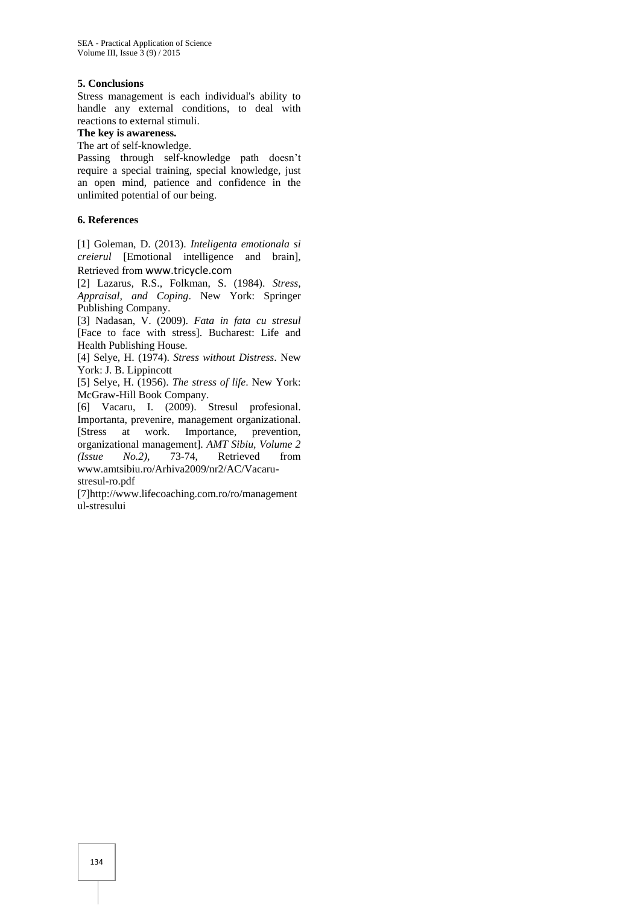## 5. Conclusions

Stress management is each individual's ability to handle any external conditions, to deal with reactions to external stimuli.

**The key is awareness.**

The art of self-knowledge.

Passing through self-knowledge path doesn't require a special training, special knowledge, just an open mind, patience and confidence in the unlimited potential of our being.

## 6. References

[1] Goleman, D. (2013). *Inteligenta emotionala si creierul* [Emotional intelligence and brain], Retrieved from www.tricycle.com

[2] Lazarus, R.S., Folkman, S. (1984). *Stress, Appraisal, and Coping*. New York: Springer Publishing Company.

[3] Nadasan, V. (2009). *Fata in fata cu stresul* [Face to face with stress]. Bucharest: Life and Health Publishing House.

[4] Selye, H. (1974). *Stress without Distress*. New York: J. B. Lippincott

[5] Selye, H. (1956). *The stress of life*. New York: McGraw-Hill Book Company.

[6] Vacaru, I. (2009). Stresul profesional. Importanta, prevenire, management organizational. [Stress at work. Importance, prevention, organizational management]. *AMT Sibiu, Volume 2 (Issue No.2),* 73-74, Retrieved from www.amtsibiu.ro/Arhiva2009/nr2/AC/Vacaru-stresul-ro.pdf

[7]http://www.lifecoaching.com.ro/ro/managementul-stresului